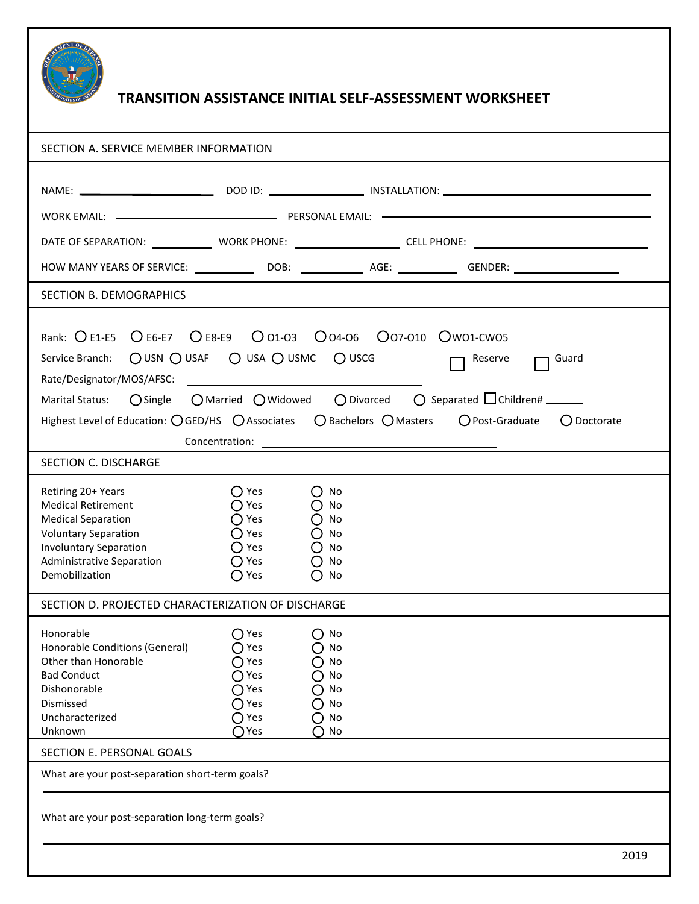# TRANSITION ASSISTANCE INITIAL SELF-ASSESSMENT WORKSHEET

## SECTION A. SERVICE MEMBER INFORMATION

NAME: ____________________ DOD ID: ______________ INSTALLATION: ______________________________

WORK EMAIL: ________________________ PERSONAL EMAIL: ______________________________

DATE OF SEPARATION: _________ WORK PHONE: ______________ CELL PHONE: ______________________

HOW MANY YEARS OF SERVICE: _________ DOB: _________ AGE: _________ GENDER: ______________

## SECTION B. DEMOGRAPHICS

Rank: ○ E1-E5 ○ E6-E7 ○ E8-E9 ○ O1-O3 ○ O4-O6 ○ O7-O10 ○ WO1-CWO5

Service Branch: ○ USN ○ USAF ○ USA ○ USMC ○ USCG ☐ Reserve ☐ Guard

Rate/Designator/MOS/AFSC: ______________________________

Marital Status: ○ Single ○ Married ○ Widowed ○ Divorced ○ Separated ☐ Children# _____

Highest Level of Education: ○ GED/HS ○ Associates ○ Bachelors ○ Masters ○ Post-Graduate ○ Doctorate

Concentration: ______________________________

## SECTION C. DISCHARGE

| | | |
|---|---|---|
| Retiring 20+ Years | ○ Yes | ○ No |
| Medical Retirement | ○ Yes | ○ No |
| Medical Separation | ○ Yes | ○ No |
| Voluntary Separation | ○ Yes | ○ No |
| Involuntary Separation | ○ Yes | ○ No |
| Administrative Separation | ○ Yes | ○ No |
| Demobilization | ○ Yes | ○ No |

## SECTION D. PROJECTED CHARACTERIZATION OF DISCHARGE

| | | |
|---|---|---|
| Honorable | ○ Yes | ○ No |
| Honorable Conditions (General) | ○ Yes | ○ No |
| Other than Honorable | ○ Yes | ○ No |
| Bad Conduct | ○ Yes | ○ No |
| Dishonorable | ○ Yes | ○ No |
| Dismissed | ○ Yes | ○ No |
| Uncharacterized | ○ Yes | ○ No |
| Unknown | ○ Yes | ○ No |

## SECTION E. PERSONAL GOALS

What are your post-separation short-term goals?

What are your post-separation long-term goals?

2019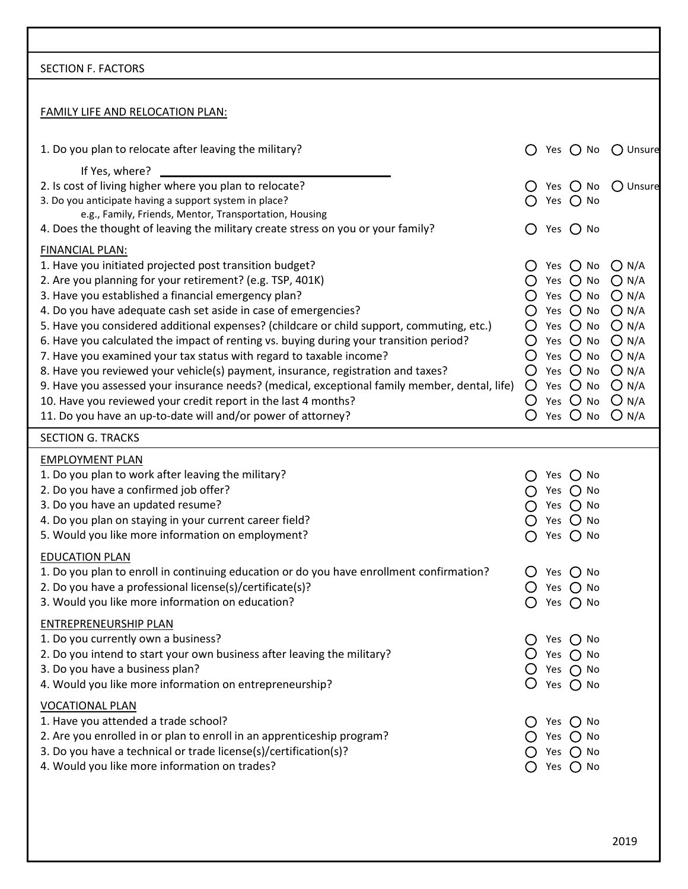## SECTION F. FACTORS

### FAMILY LIFE AND RELOCATION PLAN:

1. Do you plan to relocate after leaving the military? ○ Yes ○ No ○ Unsure

   If Yes, where? ______________________________

2. Is cost of living higher where you plan to relocate? ○ Yes ○ No ○ Unsure
3. Do you anticipate having a support system in place? ○ Yes ○ No

   e.g., Family, Friends, Mentor, Transportation, Housing

4. Does the thought of leaving the military create stress on you or your family? ○ Yes ○ No

### FINANCIAL PLAN:

1. Have you initiated projected post transition budget? ○ Yes ○ No ○ N/A
2. Are you planning for your retirement? (e.g. TSP, 401K) ○ Yes ○ No ○ N/A
3. Have you established a financial emergency plan? ○ Yes ○ No ○ N/A
4. Do you have adequate cash set aside in case of emergencies? ○ Yes ○ No ○ N/A
5. Have you considered additional expenses? (childcare or child support, commuting, etc.) ○ Yes ○ No ○ N/A
6. Have you calculated the impact of renting vs. buying during your transition period? ○ Yes ○ No ○ N/A
7. Have you examined your tax status with regard to taxable income? ○ Yes ○ No ○ N/A
8. Have you reviewed your vehicle(s) payment, insurance, registration and taxes? ○ Yes ○ No ○ N/A
9. Have you assessed your insurance needs? (medical, exceptional family member, dental, life) ○ Yes ○ No ○ N/A
10. Have you reviewed your credit report in the last 4 months? ○ Yes ○ No ○ N/A
11. Do you have an up-to-date will and/or power of attorney? ○ Yes ○ No ○ N/A

## SECTION G. TRACKS

### EMPLOYMENT PLAN

1. Do you plan to work after leaving the military? ○ Yes ○ No
2. Do you have a confirmed job offer? ○ Yes ○ No
3. Do you have an updated resume? ○ Yes ○ No
4. Do you plan on staying in your current career field? ○ Yes ○ No
5. Would you like more information on employment? ○ Yes ○ No

### EDUCATION PLAN

1. Do you plan to enroll in continuing education or do you have enrollment confirmation? ○ Yes ○ No
2. Do you have a professional license(s)/certificate(s)? ○ Yes ○ No
3. Would you like more information on education? ○ Yes ○ No

### ENTREPRENEURSHIP PLAN

1. Do you currently own a business? ○ Yes ○ No
2. Do you intend to start your own business after leaving the military? ○ Yes ○ No
3. Do you have a business plan? ○ Yes ○ No
4. Would you like more information on entrepreneurship? ○ Yes ○ No

### VOCATIONAL PLAN

1. Have you attended a trade school? ○ Yes ○ No
2. Are you enrolled in or plan to enroll in an apprenticeship program? ○ Yes ○ No
3. Do you have a technical or trade license(s)/certification(s)? ○ Yes ○ No
4. Would you like more information on trades? ○ Yes ○ No